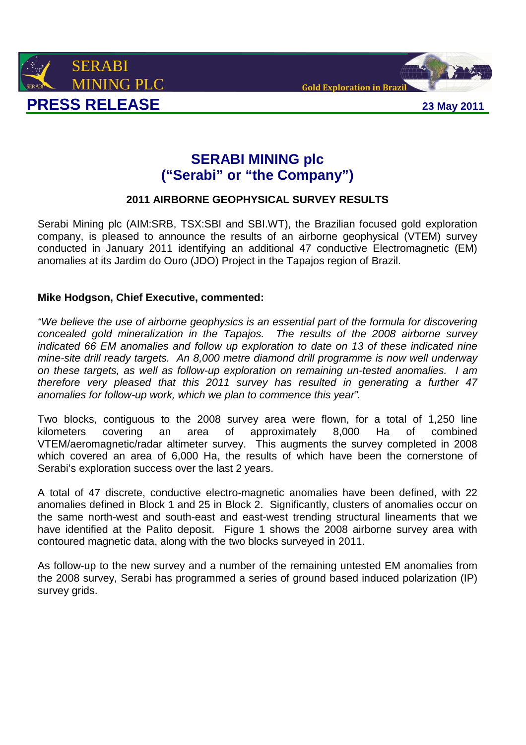SERABI MINING PLC

Gold Exploration in Brazil

# PRESS RELEASE

23 May 2011

## SERABI MINING plc
## ("Serabi" or "the Company")

### 2011 AIRBORNE GEOPHYSICAL SURVEY RESULTS

Serabi Mining plc (AIM:SRB, TSX:SBI and SBI.WT), the Brazilian focused gold exploration company, is pleased to announce the results of an airborne geophysical (VTEM) survey conducted in January 2011 identifying an additional 47 conductive Electromagnetic (EM) anomalies at its Jardim do Ouro (JDO) Project in the Tapajos region of Brazil.

**Mike Hodgson, Chief Executive, commented:**

*"We believe the use of airborne geophysics is an essential part of the formula for discovering concealed gold mineralization in the Tapajos. The results of the 2008 airborne survey indicated 66 EM anomalies and follow up exploration to date on 13 of these indicated nine mine-site drill ready targets. An 8,000 metre diamond drill programme is now well underway on these targets, as well as follow-up exploration on remaining un-tested anomalies. I am therefore very pleased that this 2011 survey has resulted in generating a further 47 anomalies for follow-up work, which we plan to commence this year".*

Two blocks, contiguous to the 2008 survey area were flown, for a total of 1,250 line kilometers covering an area of approximately 8,000 Ha of combined VTEM/aeromagnetic/radar altimeter survey. This augments the survey completed in 2008 which covered an area of 6,000 Ha, the results of which have been the cornerstone of Serabi's exploration success over the last 2 years.

A total of 47 discrete, conductive electro-magnetic anomalies have been defined, with 22 anomalies defined in Block 1 and 25 in Block 2. Significantly, clusters of anomalies occur on the same north-west and south-east and east-west trending structural lineaments that we have identified at the Palito deposit. Figure 1 shows the 2008 airborne survey area with contoured magnetic data, along with the two blocks surveyed in 2011.

As follow-up to the new survey and a number of the remaining untested EM anomalies from the 2008 survey, Serabi has programmed a series of ground based induced polarization (IP) survey grids.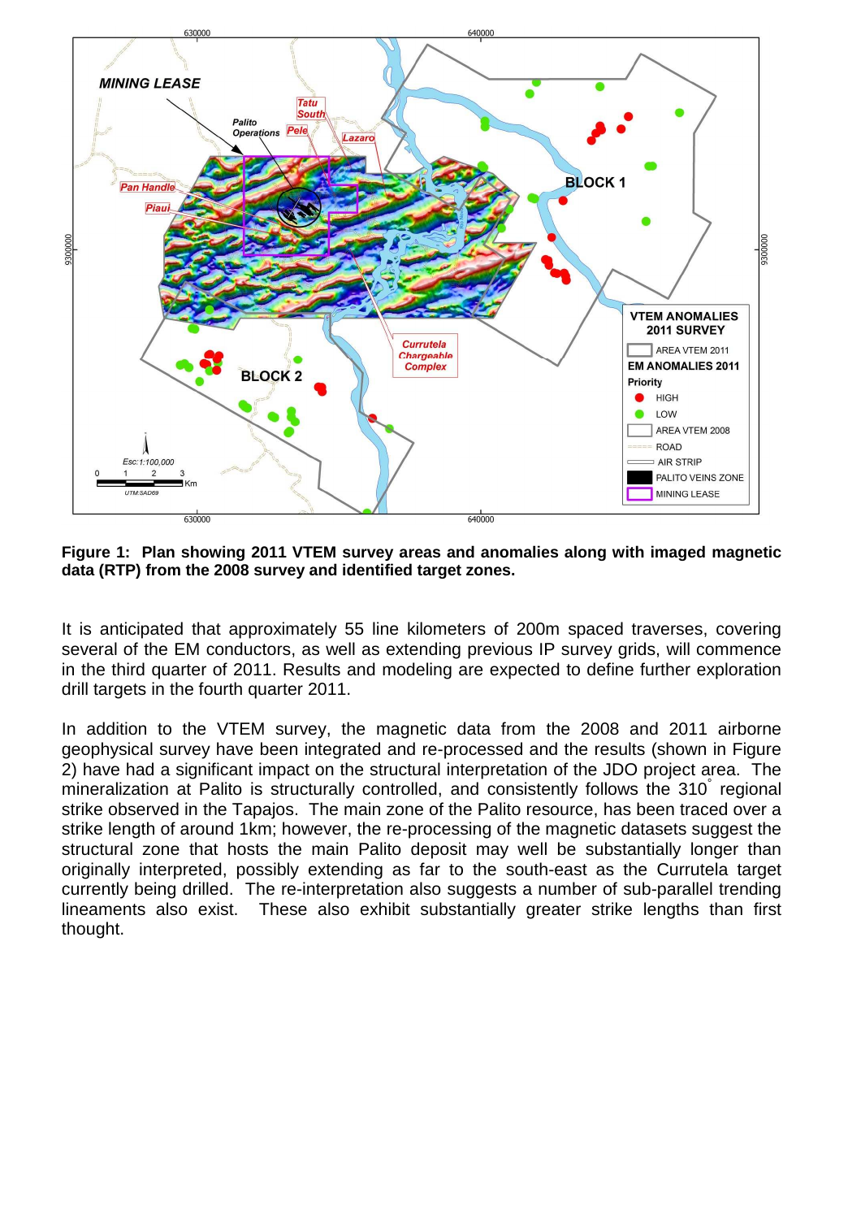**Figure 1: Plan showing 2011 VTEM survey areas and anomalies along with imaged magnetic data (RTP) from the 2008 survey and identified target zones.**

It is anticipated that approximately 55 line kilometers of 200m spaced traverses, covering several of the EM conductors, as well as extending previous IP survey grids, will commence in the third quarter of 2011. Results and modeling are expected to define further exploration drill targets in the fourth quarter 2011.

In addition to the VTEM survey, the magnetic data from the 2008 and 2011 airborne geophysical survey have been integrated and re-processed and the results (shown in Figure 2) have had a significant impact on the structural interpretation of the JDO project area. The mineralization at Palito is structurally controlled, and consistently follows the 310° regional strike observed in the Tapajos. The main zone of the Palito resource, has been traced over a strike length of around 1km; however, the re-processing of the magnetic datasets suggest the structural zone that hosts the main Palito deposit may well be substantially longer than originally interpreted, possibly extending as far to the south-east as the Currutela target currently being drilled. The re-interpretation also suggests a number of sub-parallel trending lineaments also exist. These also exhibit substantially greater strike lengths than first thought.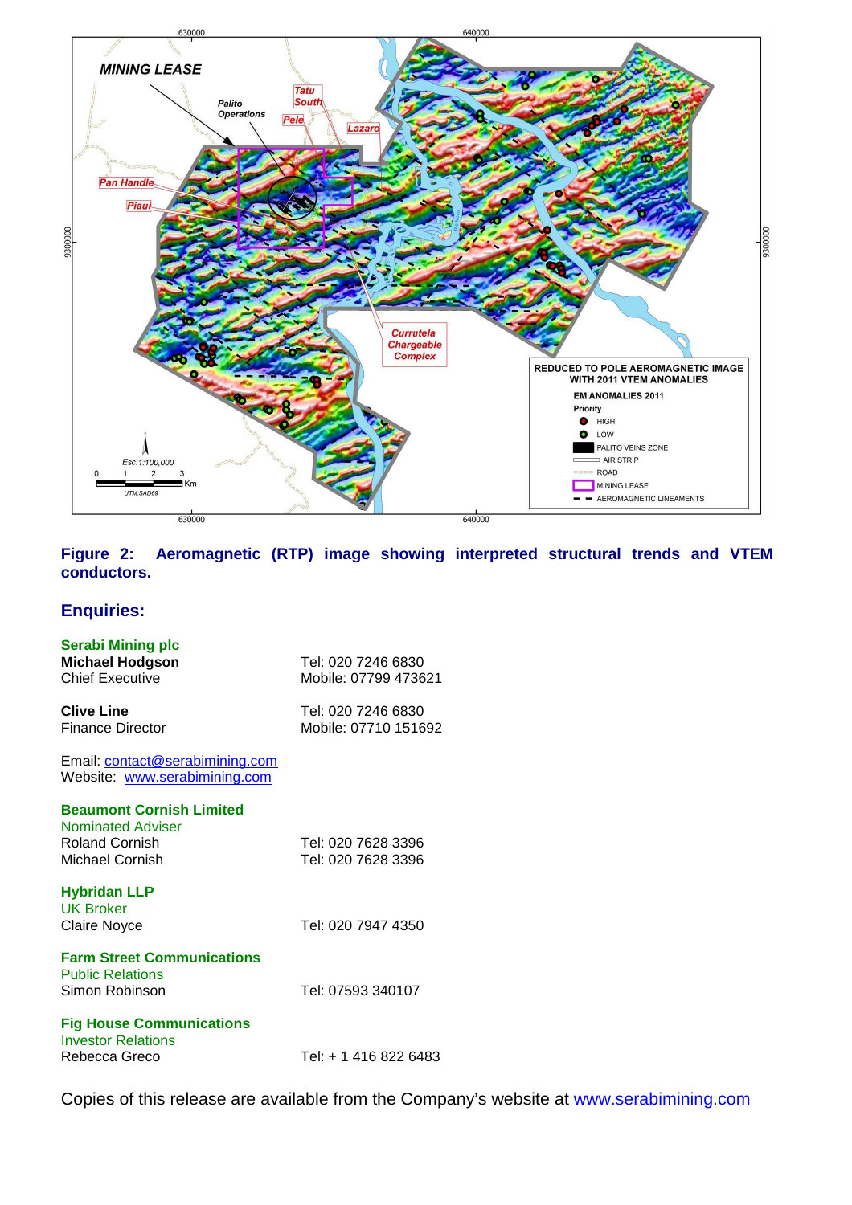**Figure 2: Aeromagnetic (RTP) image showing interpreted structural trends and VTEM conductors.**

## Enquiries:

**Serabi Mining plc**

| | |
|---|---|
| **Michael Hodgson** | Tel: 020 7246 6830 |
| Chief Executive | Mobile: 07799 473621 |
| | |
| **Clive Line** | Tel: 020 7246 6830 |
| Finance Director | Mobile: 07710 151692 |

Email: [contact@serabimining.com](mailto:contact@serabimining.com)
Website: [www.serabimining.com](http://www.serabimining.com)

**Beaumont Cornish Limited**
Nominated Adviser

| | |
|---|---|
| Roland Cornish | Tel: 020 7628 3396 |
| Michael Cornish | Tel: 020 7628 3396 |

**Hybridan LLP**
UK Broker

| | |
|---|---|
| Claire Noyce | Tel: 020 7947 4350 |

**Farm Street Communications**
Public Relations

| | |
|---|---|
| Simon Robinson | Tel: 07593 340107 |

**Fig House Communications**
Investor Relations

| | |
|---|---|
| Rebecca Greco | Tel: + 1 416 822 6483 |

Copies of this release are available from the Company's website at www.serabimining.com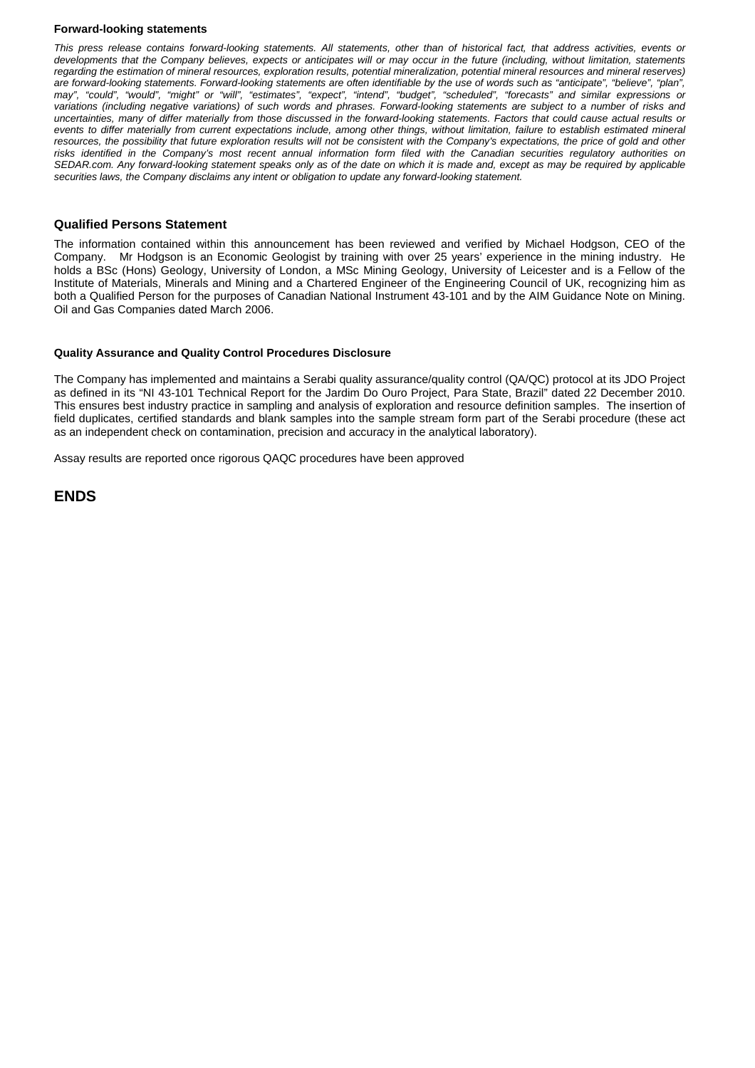**Forward-looking statements**

*This press release contains forward-looking statements. All statements, other than of historical fact, that address activities, events or developments that the Company believes, expects or anticipates will or may occur in the future (including, without limitation, statements regarding the estimation of mineral resources, exploration results, potential mineralization, potential mineral resources and mineral reserves) are forward-looking statements. Forward-looking statements are often identifiable by the use of words such as "anticipate", "believe", "plan", may", "could", "would", "might" or "will", "estimates", "expect", "intend", "budget", "scheduled", "forecasts" and similar expressions or variations (including negative variations) of such words and phrases. Forward-looking statements are subject to a number of risks and uncertainties, many of differ materially from those discussed in the forward-looking statements. Factors that could cause actual results or events to differ materially from current expectations include, among other things, without limitation, failure to establish estimated mineral resources, the possibility that future exploration results will not be consistent with the Company's expectations, the price of gold and other risks identified in the Company's most recent annual information form filed with the Canadian securities regulatory authorities on SEDAR.com. Any forward-looking statement speaks only as of the date on which it is made and, except as may be required by applicable securities laws, the Company disclaims any intent or obligation to update any forward-looking statement.*

### Qualified Persons Statement

The information contained within this announcement has been reviewed and verified by Michael Hodgson, CEO of the Company. Mr Hodgson is an Economic Geologist by training with over 25 years' experience in the mining industry. He holds a BSc (Hons) Geology, University of London, a MSc Mining Geology, University of Leicester and is a Fellow of the Institute of Materials, Minerals and Mining and a Chartered Engineer of the Engineering Council of UK, recognizing him as both a Qualified Person for the purposes of Canadian National Instrument 43-101 and by the AIM Guidance Note on Mining. Oil and Gas Companies dated March 2006.

**Quality Assurance and Quality Control Procedures Disclosure**

The Company has implemented and maintains a Serabi quality assurance/quality control (QA/QC) protocol at its JDO Project as defined in its "NI 43-101 Technical Report for the Jardim Do Ouro Project, Para State, Brazil" dated 22 December 2010. This ensures best industry practice in sampling and analysis of exploration and resource definition samples. The insertion of field duplicates, certified standards and blank samples into the sample stream form part of the Serabi procedure (these act as an independent check on contamination, precision and accuracy in the analytical laboratory).

Assay results are reported once rigorous QAQC procedures have been approved

## ENDS